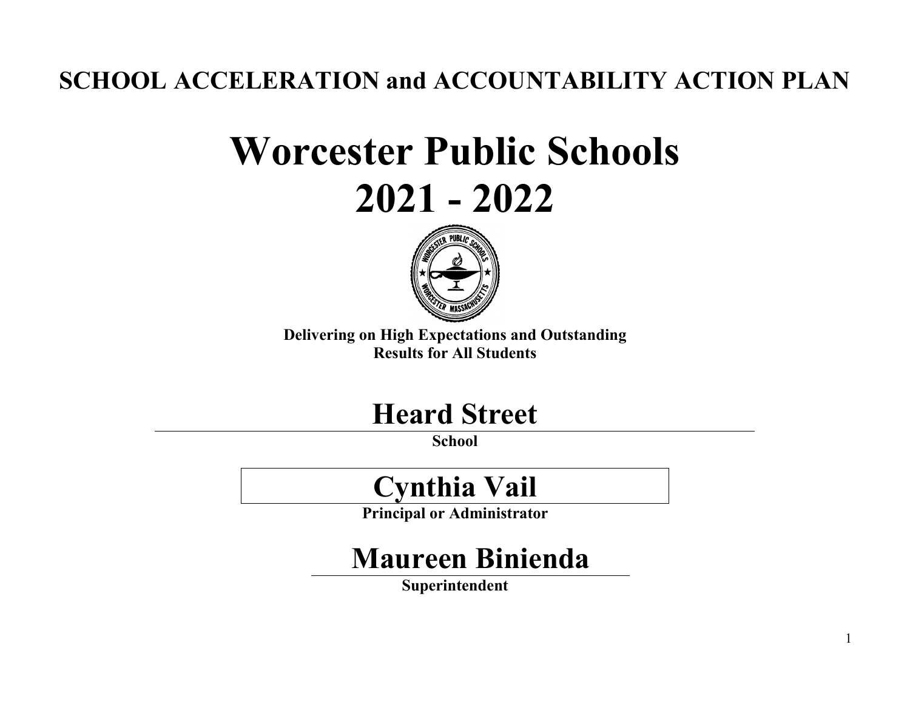**SCHOOL ACCELERATION and ACCOUNTABILITY ACTION PLAN**

# Worcester Public Schools
# 2021 - 2022

**Delivering on High Expectations and Outstanding Results for All Students**

## Heard Street

**School**

## Cynthia Vail

**Principal or Administrator**

## Maureen Binienda

**Superintendent**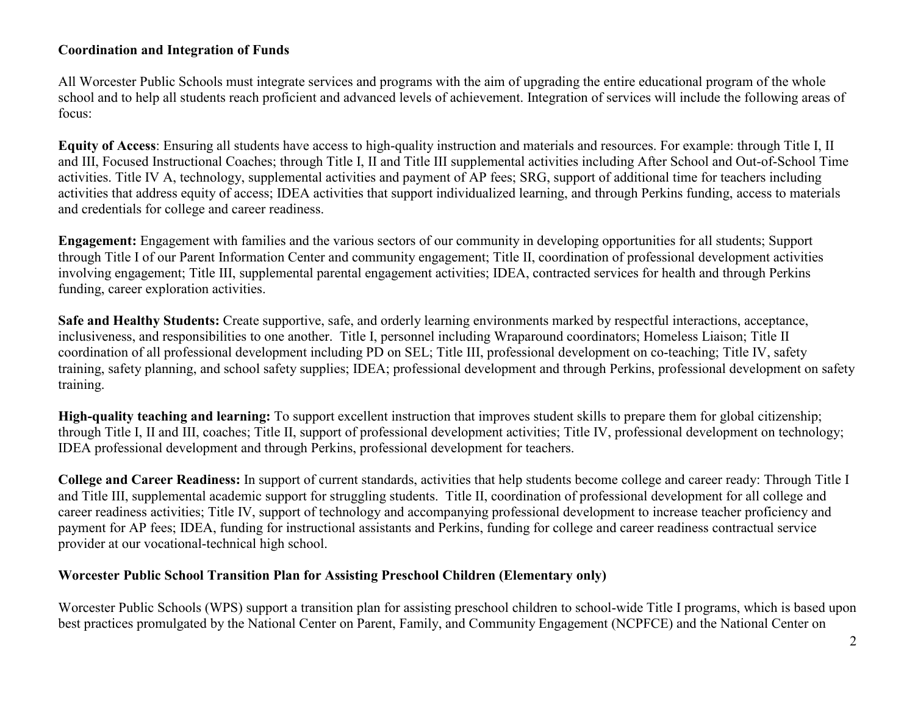**Coordination and Integration of Funds**

All Worcester Public Schools must integrate services and programs with the aim of upgrading the entire educational program of the whole school and to help all students reach proficient and advanced levels of achievement. Integration of services will include the following areas of focus:

**Equity of Access**: Ensuring all students have access to high-quality instruction and materials and resources. For example: through Title I, II and III, Focused Instructional Coaches; through Title I, II and Title III supplemental activities including After School and Out-of-School Time activities. Title IV A, technology, supplemental activities and payment of AP fees; SRG, support of additional time for teachers including activities that address equity of access; IDEA activities that support individualized learning, and through Perkins funding, access to materials and credentials for college and career readiness.

**Engagement:** Engagement with families and the various sectors of our community in developing opportunities for all students; Support through Title I of our Parent Information Center and community engagement; Title II, coordination of professional development activities involving engagement; Title III, supplemental parental engagement activities; IDEA, contracted services for health and through Perkins funding, career exploration activities.

**Safe and Healthy Students:** Create supportive, safe, and orderly learning environments marked by respectful interactions, acceptance, inclusiveness, and responsibilities to one another. Title I, personnel including Wraparound coordinators; Homeless Liaison; Title II coordination of all professional development including PD on SEL; Title III, professional development on co-teaching; Title IV, safety training, safety planning, and school safety supplies; IDEA; professional development and through Perkins, professional development on safety training.

**High-quality teaching and learning:** To support excellent instruction that improves student skills to prepare them for global citizenship; through Title I, II and III, coaches; Title II, support of professional development activities; Title IV, professional development on technology; IDEA professional development and through Perkins, professional development for teachers.

**College and Career Readiness:** In support of current standards, activities that help students become college and career ready: Through Title I and Title III, supplemental academic support for struggling students. Title II, coordination of professional development for all college and career readiness activities; Title IV, support of technology and accompanying professional development to increase teacher proficiency and payment for AP fees; IDEA, funding for instructional assistants and Perkins, funding for college and career readiness contractual service provider at our vocational-technical high school.

**Worcester Public School Transition Plan for Assisting Preschool Children (Elementary only)**

Worcester Public Schools (WPS) support a transition plan for assisting preschool children to school-wide Title I programs, which is based upon best practices promulgated by the National Center on Parent, Family, and Community Engagement (NCPFCE) and the National Center on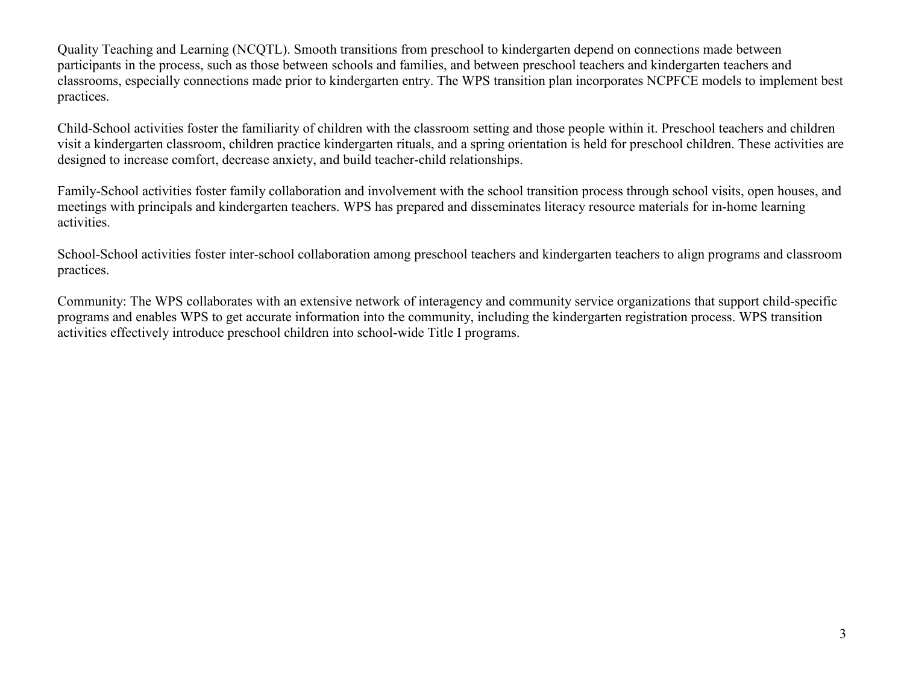Quality Teaching and Learning (NCQTL). Smooth transitions from preschool to kindergarten depend on connections made between participants in the process, such as those between schools and families, and between preschool teachers and kindergarten teachers and classrooms, especially connections made prior to kindergarten entry. The WPS transition plan incorporates NCPFCE models to implement best practices.

Child-School activities foster the familiarity of children with the classroom setting and those people within it. Preschool teachers and children visit a kindergarten classroom, children practice kindergarten rituals, and a spring orientation is held for preschool children. These activities are designed to increase comfort, decrease anxiety, and build teacher-child relationships.

Family-School activities foster family collaboration and involvement with the school transition process through school visits, open houses, and meetings with principals and kindergarten teachers. WPS has prepared and disseminates literacy resource materials for in-home learning activities.

School-School activities foster inter-school collaboration among preschool teachers and kindergarten teachers to align programs and classroom practices.

Community: The WPS collaborates with an extensive network of interagency and community service organizations that support child-specific programs and enables WPS to get accurate information into the community, including the kindergarten registration process. WPS transition activities effectively introduce preschool children into school-wide Title I programs.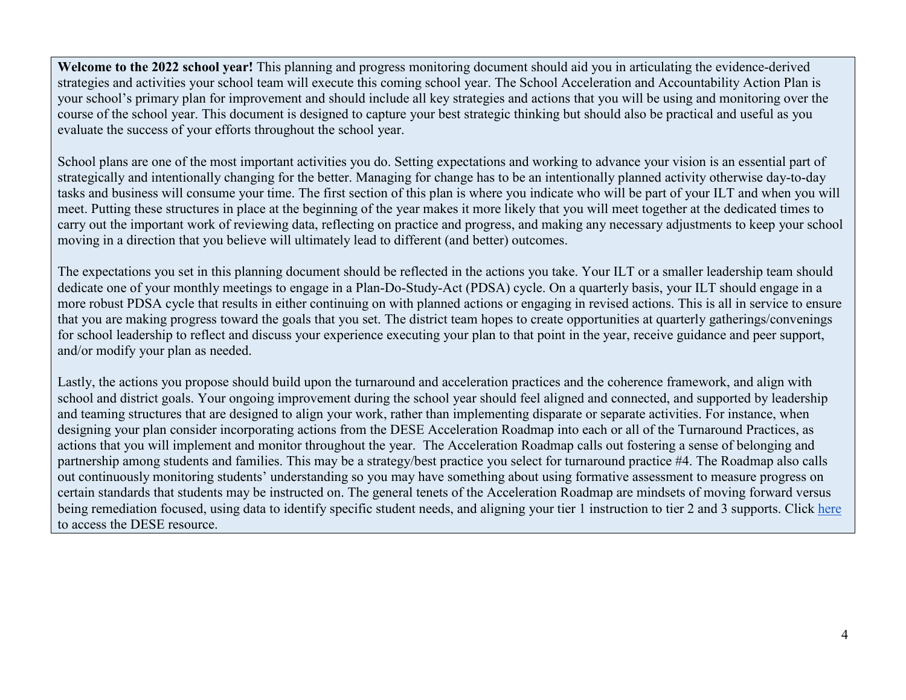**Welcome to the 2022 school year!** This planning and progress monitoring document should aid you in articulating the evidence-derived strategies and activities your school team will execute this coming school year. The School Acceleration and Accountability Action Plan is your school's primary plan for improvement and should include all key strategies and actions that you will be using and monitoring over the course of the school year. This document is designed to capture your best strategic thinking but should also be practical and useful as you evaluate the success of your efforts throughout the school year.

School plans are one of the most important activities you do. Setting expectations and working to advance your vision is an essential part of strategically and intentionally changing for the better. Managing for change has to be an intentionally planned activity otherwise day-to-day tasks and business will consume your time. The first section of this plan is where you indicate who will be part of your ILT and when you will meet. Putting these structures in place at the beginning of the year makes it more likely that you will meet together at the dedicated times to carry out the important work of reviewing data, reflecting on practice and progress, and making any necessary adjustments to keep your school moving in a direction that you believe will ultimately lead to different (and better) outcomes.

The expectations you set in this planning document should be reflected in the actions you take. Your ILT or a smaller leadership team should dedicate one of your monthly meetings to engage in a Plan-Do-Study-Act (PDSA) cycle. On a quarterly basis, your ILT should engage in a more robust PDSA cycle that results in either continuing on with planned actions or engaging in revised actions. This is all in service to ensure that you are making progress toward the goals that you set. The district team hopes to create opportunities at quarterly gatherings/convenings for school leadership to reflect and discuss your experience executing your plan to that point in the year, receive guidance and peer support, and/or modify your plan as needed.

Lastly, the actions you propose should build upon the turnaround and acceleration practices and the coherence framework, and align with school and district goals. Your ongoing improvement during the school year should feel aligned and connected, and supported by leadership and teaming structures that are designed to align your work, rather than implementing disparate or separate activities. For instance, when designing your plan consider incorporating actions from the DESE Acceleration Roadmap into each or all of the Turnaround Practices, as actions that you will implement and monitor throughout the year. The Acceleration Roadmap calls out fostering a sense of belonging and partnership among students and families. This may be a strategy/best practice you select for turnaround practice #4. The Roadmap also calls out continuously monitoring students' understanding so you may have something about using formative assessment to measure progress on certain standards that students may be instructed on. The general tenets of the Acceleration Roadmap are mindsets of moving forward versus being remediation focused, using data to identify specific student needs, and aligning your tier 1 instruction to tier 2 and 3 supports. Click here to access the DESE resource.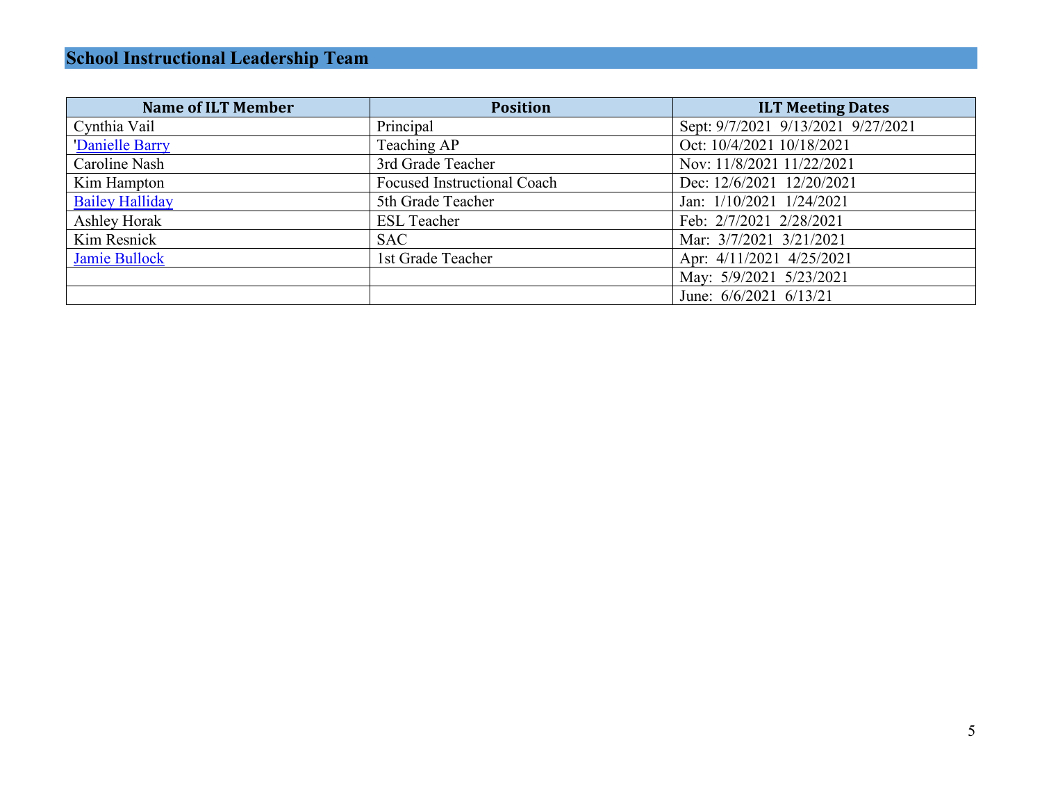## School Instructional Leadership Team

| Name of ILT Member | Position | ILT Meeting Dates |
|---|---|---|
| Cynthia Vail | Principal | Sept: 9/7/2021 9/13/2021 9/27/2021 |
| 'Danielle Barry | Teaching AP | Oct: 10/4/2021 10/18/2021 |
| Caroline Nash | 3rd Grade Teacher | Nov: 11/8/2021 11/22/2021 |
| Kim Hampton | Focused Instructional Coach | Dec: 12/6/2021 12/20/2021 |
| Bailey Halliday | 5th Grade Teacher | Jan: 1/10/2021 1/24/2021 |
| Ashley Horak | ESL Teacher | Feb: 2/7/2021 2/28/2021 |
| Kim Resnick | SAC | Mar: 3/7/2021 3/21/2021 |
| Jamie Bullock | 1st Grade Teacher | Apr: 4/11/2021 4/25/2021 |
| | | May: 5/9/2021 5/23/2021 |
| | | June: 6/6/2021 6/13/21 |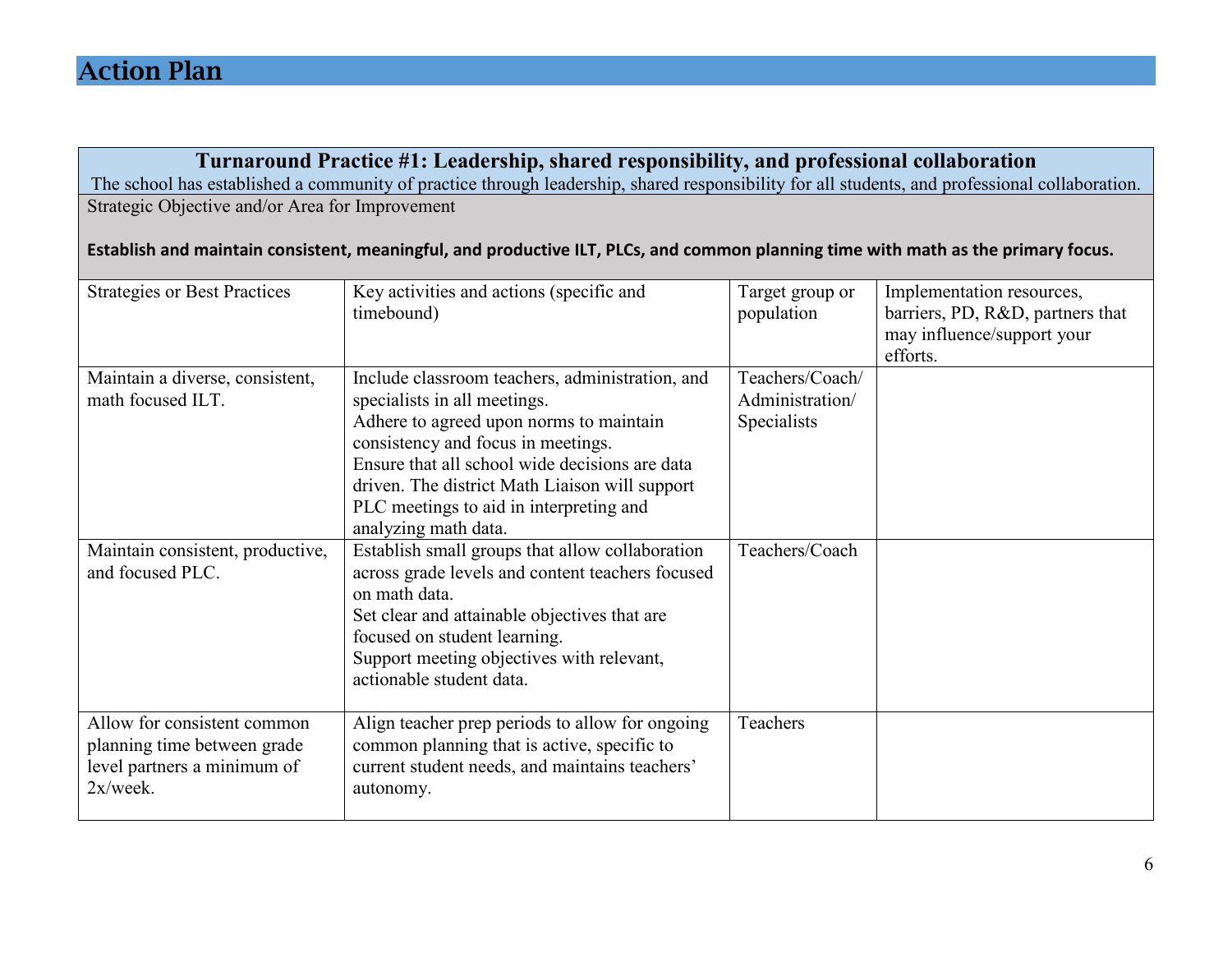# Action Plan

| **Turnaround Practice #1: Leadership, shared responsibility, and professional collaboration**<br>The school has established a community of practice through leadership, shared responsibility for all students, and professional collaboration. | | | |
|---|---|---|---|
| Strategic Objective and/or Area for Improvement<br><br>**Establish and maintain consistent, meaningful, and productive ILT, PLCs, and common planning time with math as the primary focus.** | | | |
| Strategies or Best Practices | Key activities and actions (specific and timebound) | Target group or population | Implementation resources, barriers, PD, R&D, partners that may influence/support your efforts. |
| Maintain a diverse, consistent, math focused ILT. | Include classroom teachers, administration, and specialists in all meetings.<br>Adhere to agreed upon norms to maintain consistency and focus in meetings.<br>Ensure that all school wide decisions are data driven. The district Math Liaison will support PLC meetings to aid in interpreting and analyzing math data. | Teachers/Coach/ Administration/ Specialists | |
| Maintain consistent, productive, and focused PLC. | Establish small groups that allow collaboration across grade levels and content teachers focused on math data.<br>Set clear and attainable objectives that are focused on student learning.<br>Support meeting objectives with relevant, actionable student data. | Teachers/Coach | |
| Allow for consistent common planning time between grade level partners a minimum of 2x/week. | Align teacher prep periods to allow for ongoing common planning that is active, specific to current student needs, and maintains teachers' autonomy. | Teachers | |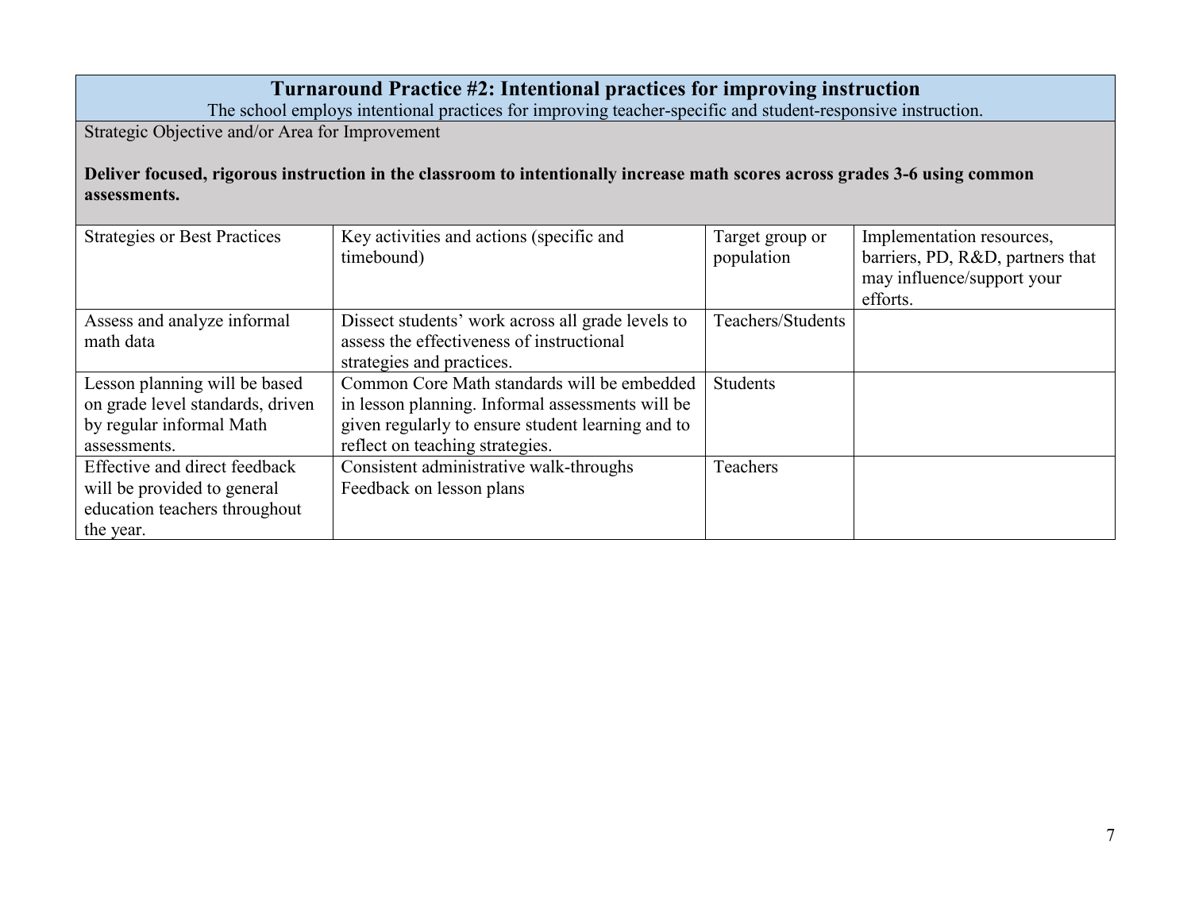## Turnaround Practice #2: Intentional practices for improving instruction

The school employs intentional practices for improving teacher-specific and student-responsive instruction.

Strategic Objective and/or Area for Improvement

**Deliver focused, rigorous instruction in the classroom to intentionally increase math scores across grades 3-6 using common assessments.**

| Strategies or Best Practices | Key activities and actions (specific and timebound) | Target group or population | Implementation resources, barriers, PD, R&D, partners that may influence/support your efforts. |
|---|---|---|---|
| Assess and analyze informal math data | Dissect students' work across all grade levels to assess the effectiveness of instructional strategies and practices. | Teachers/Students | |
| Lesson planning will be based on grade level standards, driven by regular informal Math assessments. | Common Core Math standards will be embedded in lesson planning. Informal assessments will be given regularly to ensure student learning and to reflect on teaching strategies. | Students | |
| Effective and direct feedback will be provided to general education teachers throughout the year. | Consistent administrative walk-throughs<br>Feedback on lesson plans | Teachers | |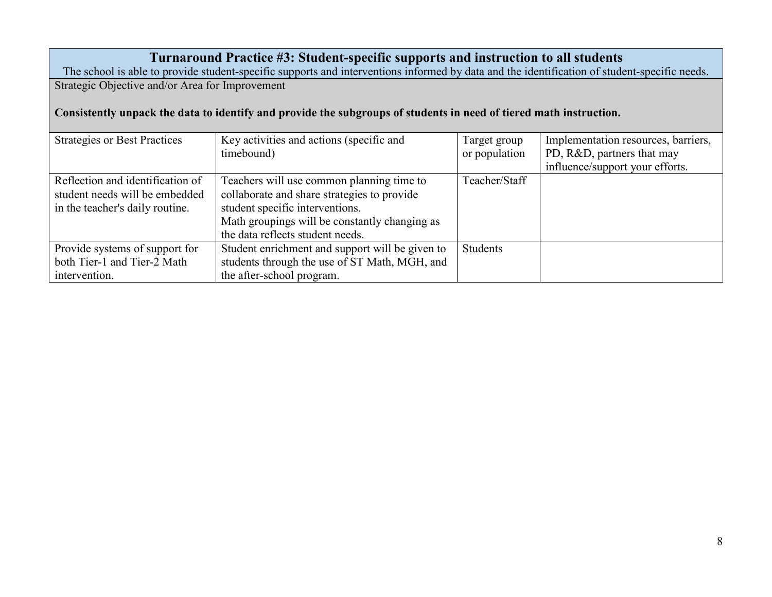## Turnaround Practice #3: Student-specific supports and instruction to all students

The school is able to provide student-specific supports and interventions informed by data and the identification of student-specific needs.

Strategic Objective and/or Area for Improvement

**Consistently unpack the data to identify and provide the subgroups of students in need of tiered math instruction.**

| Strategies or Best Practices | Key activities and actions (specific and timebound) | Target group or population | Implementation resources, barriers, PD, R&D, partners that may influence/support your efforts. |
| --- | --- | --- | --- |
| Reflection and identification of student needs will be embedded in the teacher's daily routine. | Teachers will use common planning time to collaborate and share strategies to provide student specific interventions. Math groupings will be constantly changing as the data reflects student needs. | Teacher/Staff | |
| Provide systems of support for both Tier-1 and Tier-2 Math intervention. | Student enrichment and support will be given to students through the use of ST Math, MGH, and the after-school program. | Students | |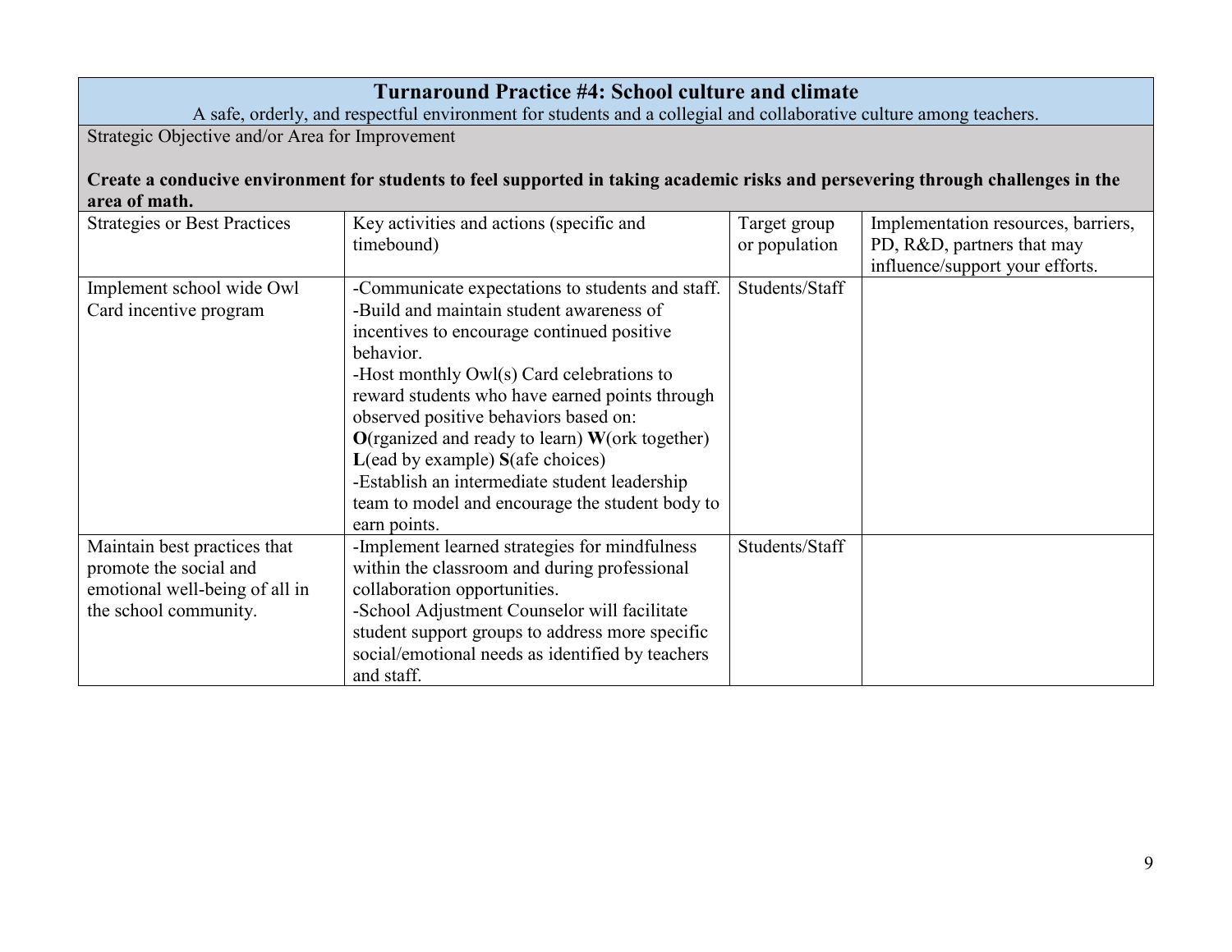## Turnaround Practice #4: School culture and climate

A safe, orderly, and respectful environment for students and a collegial and collaborative culture among teachers.

Strategic Objective and/or Area for Improvement

**Create a conducive environment for students to feel supported in taking academic risks and persevering through challenges in the area of math.**

| Strategies or Best Practices | Key activities and actions (specific and timebound) | Target group or population | Implementation resources, barriers, PD, R&D, partners that may influence/support your efforts. |
|---|---|---|---|
| Implement school wide Owl Card incentive program | -Communicate expectations to students and staff.<br>-Build and maintain student awareness of incentives to encourage continued positive behavior.<br>-Host monthly Owl(s) Card celebrations to reward students who have earned points through observed positive behaviors based on: **O**(rganized and ready to learn) **W**(ork together) **L**(ead by example) **S**(afe choices)<br>-Establish an intermediate student leadership team to model and encourage the student body to earn points. | Students/Staff | |
| Maintain best practices that promote the social and emotional well-being of all in the school community. | -Implement learned strategies for mindfulness within the classroom and during professional collaboration opportunities.<br>-School Adjustment Counselor will facilitate student support groups to address more specific social/emotional needs as identified by teachers and staff. | Students/Staff | |